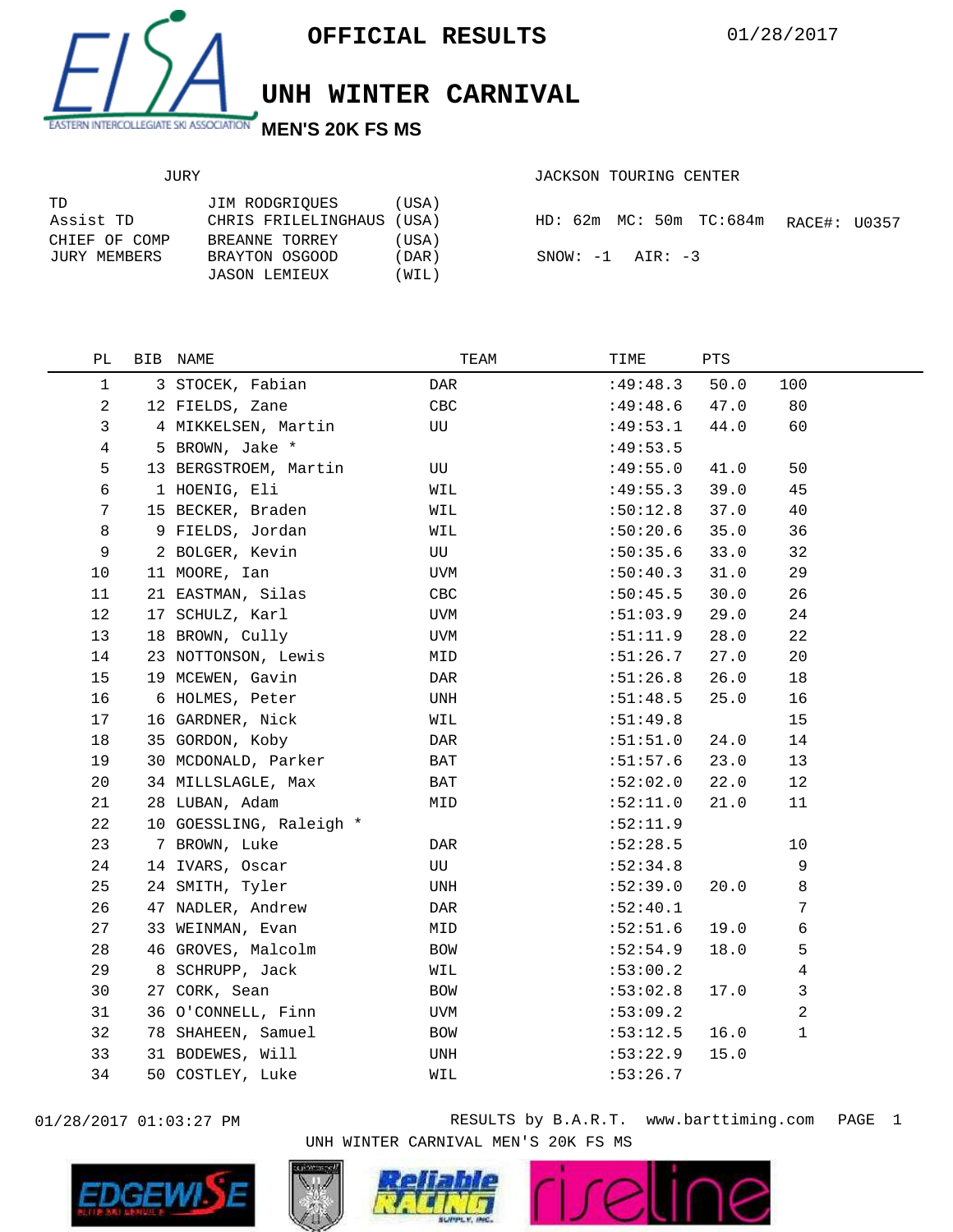# OFFICIAL RESULTS

01/28/2017

## UNH WINTER CARNIVAL

### MEN'S 20K FS MS

EASTERN INTERCOLLEGIATE SKI ASSOCIATION

**JURY**

| | | |
|---|---|---|
| TD | JIM RODGRIQUES | (USA) |
| Assist TD | CHRIS FRILELINGHAUS | (USA) |
| CHIEF OF COMP | BREANNE TORREY | (USA) |
| JURY MEMBERS | BRAYTON OSGOOD | (DAR) |
| | JASON LEMIEUX | (WIL) |

JACKSON TOURING CENTER

HD: 62m MC: 50m TC:684m RACE#: U0357

SNOW: -1 AIR: -3

| PL | BIB | NAME | TEAM | TIME | PTS | |
|---|---|---|---|---|---|---|
| 1 | 3 | STOCEK, Fabian | DAR | :49:48.3 | 50.0 | 100 |
| 2 | 12 | FIELDS, Zane | CBC | :49:48.6 | 47.0 | 80 |
| 3 | 4 | MIKKELSEN, Martin | UU | :49:53.1 | 44.0 | 60 |
| 4 | 5 | BROWN, Jake * | | :49:53.5 | | |
| 5 | 13 | BERGSTROEM, Martin | UU | :49:55.0 | 41.0 | 50 |
| 6 | 1 | HOENIG, Eli | WIL | :49:55.3 | 39.0 | 45 |
| 7 | 15 | BECKER, Braden | WIL | :50:12.8 | 37.0 | 40 |
| 8 | 9 | FIELDS, Jordan | WIL | :50:20.6 | 35.0 | 36 |
| 9 | 2 | BOLGER, Kevin | UU | :50:35.6 | 33.0 | 32 |
| 10 | 11 | MOORE, Ian | UVM | :50:40.3 | 31.0 | 29 |
| 11 | 21 | EASTMAN, Silas | CBC | :50:45.5 | 30.0 | 26 |
| 12 | 17 | SCHULZ, Karl | UVM | :51:03.9 | 29.0 | 24 |
| 13 | 18 | BROWN, Cully | UVM | :51:11.9 | 28.0 | 22 |
| 14 | 23 | NOTTONSON, Lewis | MID | :51:26.7 | 27.0 | 20 |
| 15 | 19 | MCEWEN, Gavin | DAR | :51:26.8 | 26.0 | 18 |
| 16 | 6 | HOLMES, Peter | UNH | :51:48.5 | 25.0 | 16 |
| 17 | 16 | GARDNER, Nick | WIL | :51:49.8 | | 15 |
| 18 | 35 | GORDON, Koby | DAR | :51:51.0 | 24.0 | 14 |
| 19 | 30 | MCDONALD, Parker | BAT | :51:57.6 | 23.0 | 13 |
| 20 | 34 | MILLSLAGLE, Max | BAT | :52:02.0 | 22.0 | 12 |
| 21 | 28 | LUBAN, Adam | MID | :52:11.0 | 21.0 | 11 |
| 22 | 10 | GOESSLING, Raleigh * | | :52:11.9 | | |
| 23 | 7 | BROWN, Luke | DAR | :52:28.5 | | 10 |
| 24 | 14 | IVARS, Oscar | UU | :52:34.8 | | 9 |
| 25 | 24 | SMITH, Tyler | UNH | :52:39.0 | 20.0 | 8 |
| 26 | 47 | NADLER, Andrew | DAR | :52:40.1 | | 7 |
| 27 | 33 | WEINMAN, Evan | MID | :52:51.6 | 19.0 | 6 |
| 28 | 46 | GROVES, Malcolm | BOW | :52:54.9 | 18.0 | 5 |
| 29 | 8 | SCHRUPP, Jack | WIL | :53:00.2 | | 4 |
| 30 | 27 | CORK, Sean | BOW | :53:02.8 | 17.0 | 3 |
| 31 | 36 | O'CONNELL, Finn | UVM | :53:09.2 | | 2 |
| 32 | 78 | SHAHEEN, Samuel | BOW | :53:12.5 | 16.0 | 1 |
| 33 | 31 | BODEWES, Will | UNH | :53:22.9 | 15.0 | |
| 34 | 50 | COSTLEY, Luke | WIL | :53:26.7 | | |

01/28/2017 01:03:27 PM RESULTS by B.A.R.T. www.barttiming.com

UNH WINTER CARNIVAL MEN'S 20K FS MS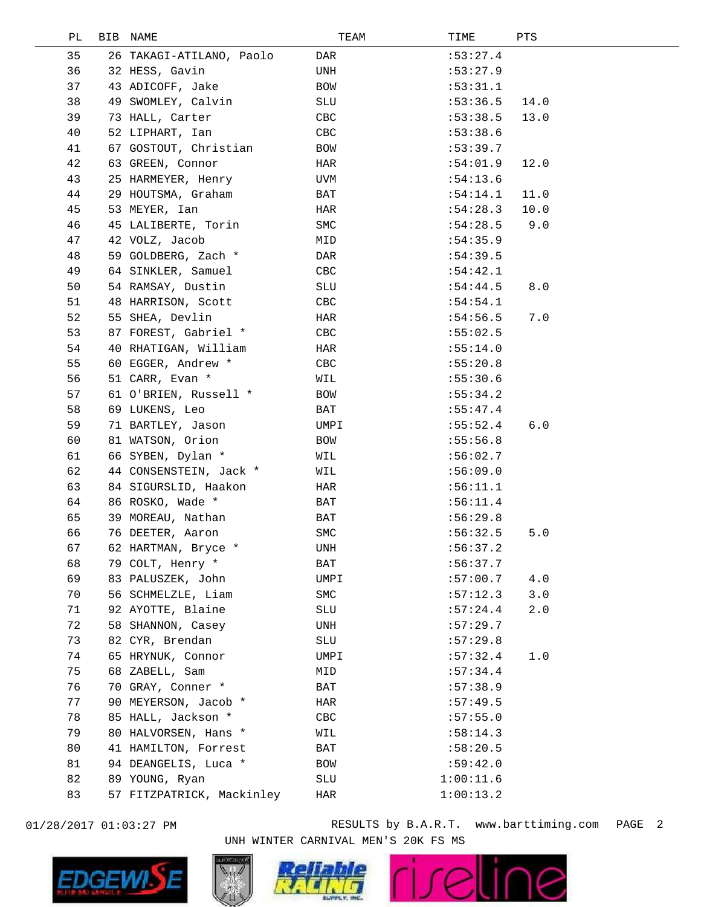| PL | BIB | NAME | TEAM | TIME | PTS |
|---|---|---|---|---|---|
| 35 | 26 | TAKAGI-ATILANO, Paolo | DAR | :53:27.4 | |
| 36 | 32 | HESS, Gavin | UNH | :53:27.9 | |
| 37 | 43 | ADICOFF, Jake | BOW | :53:31.1 | |
| 38 | 49 | SWOMLEY, Calvin | SLU | :53:36.5 | 14.0 |
| 39 | 73 | HALL, Carter | CBC | :53:38.5 | 13.0 |
| 40 | 52 | LIPHART, Ian | CBC | :53:38.6 | |
| 41 | 67 | GOSTOUT, Christian | BOW | :53:39.7 | |
| 42 | 63 | GREEN, Connor | HAR | :54:01.9 | 12.0 |
| 43 | 25 | HARMEYER, Henry | UVM | :54:13.6 | |
| 44 | 29 | HOUTSMA, Graham | BAT | :54:14.1 | 11.0 |
| 45 | 53 | MEYER, Ian | HAR | :54:28.3 | 10.0 |
| 46 | 45 | LALIBERTE, Torin | SMC | :54:28.5 | 9.0 |
| 47 | 42 | VOLZ, Jacob | MID | :54:35.9 | |
| 48 | 59 | GOLDBERG, Zach * | DAR | :54:39.5 | |
| 49 | 64 | SINKLER, Samuel | CBC | :54:42.1 | |
| 50 | 54 | RAMSAY, Dustin | SLU | :54:44.5 | 8.0 |
| 51 | 48 | HARRISON, Scott | CBC | :54:54.1 | |
| 52 | 55 | SHEA, Devlin | HAR | :54:56.5 | 7.0 |
| 53 | 87 | FOREST, Gabriel * | CBC | :55:02.5 | |
| 54 | 40 | RHATIGAN, William | HAR | :55:14.0 | |
| 55 | 60 | EGGER, Andrew * | CBC | :55:20.8 | |
| 56 | 51 | CARR, Evan * | WIL | :55:30.6 | |
| 57 | 61 | O'BRIEN, Russell * | BOW | :55:34.2 | |
| 58 | 69 | LUKENS, Leo | BAT | :55:47.4 | |
| 59 | 71 | BARTLEY, Jason | UMPI | :55:52.4 | 6.0 |
| 60 | 81 | WATSON, Orion | BOW | :55:56.8 | |
| 61 | 66 | SYBEN, Dylan * | WIL | :56:02.7 | |
| 62 | 44 | CONSENSTEIN, Jack * | WIL | :56:09.0 | |
| 63 | 84 | SIGURSLID, Haakon | HAR | :56:11.1 | |
| 64 | 86 | ROSKO, Wade * | BAT | :56:11.4 | |
| 65 | 39 | MOREAU, Nathan | BAT | :56:29.8 | |
| 66 | 76 | DEETER, Aaron | SMC | :56:32.5 | 5.0 |
| 67 | 62 | HARTMAN, Bryce * | UNH | :56:37.2 | |
| 68 | 79 | COLT, Henry * | BAT | :56:37.7 | |
| 69 | 83 | PALUSZEK, John | UMPI | :57:00.7 | 4.0 |
| 70 | 56 | SCHMELZLE, Liam | SMC | :57:12.3 | 3.0 |
| 71 | 92 | AYOTTE, Blaine | SLU | :57:24.4 | 2.0 |
| 72 | 58 | SHANNON, Casey | UNH | :57:29.7 | |
| 73 | 82 | CYR, Brendan | SLU | :57:29.8 | |
| 74 | 65 | HRYNUK, Connor | UMPI | :57:32.4 | 1.0 |
| 75 | 68 | ZABELL, Sam | MID | :57:34.4 | |
| 76 | 70 | GRAY, Conner * | BAT | :57:38.9 | |
| 77 | 90 | MEYERSON, Jacob * | HAR | :57:49.5 | |
| 78 | 85 | HALL, Jackson * | CBC | :57:55.0 | |
| 79 | 80 | HALVORSEN, Hans * | WIL | :58:14.3 | |
| 80 | 41 | HAMILTON, Forrest | BAT | :58:20.5 | |
| 81 | 94 | DEANGELIS, Luca * | BOW | :59:42.0 | |
| 82 | 89 | YOUNG, Ryan | SLU | 1:00:11.6 | |
| 83 | 57 | FITZPATRICK, Mackinley | HAR | 1:00:13.2 | |

01/28/2017 01:03:27 PM    RESULTS by B.A.R.T. www.barttiming.com

UNH WINTER CARNIVAL MEN'S 20K FS MS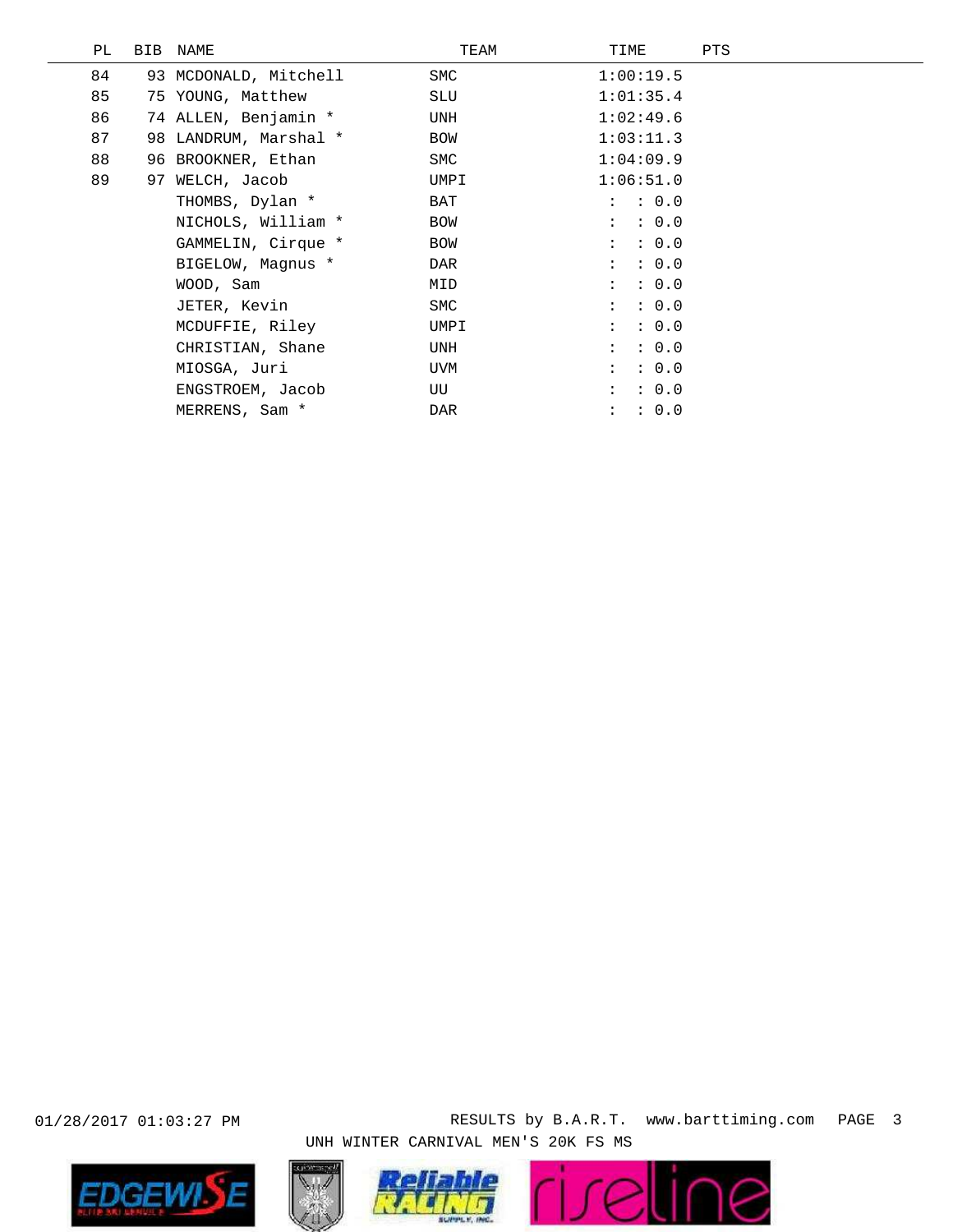| PL | BIB | NAME | TEAM | TIME | PTS |
|---|---|---|---|---|---|
| 84 | 93 | MCDONALD, Mitchell | SMC | 1:00:19.5 | |
| 85 | 75 | YOUNG, Matthew | SLU | 1:01:35.4 | |
| 86 | 74 | ALLEN, Benjamin * | UNH | 1:02:49.6 | |
| 87 | 98 | LANDRUM, Marshal * | BOW | 1:03:11.3 | |
| 88 | 96 | BROOKNER, Ethan | SMC | 1:04:09.9 | |
| 89 | 97 | WELCH, Jacob | UMPI | 1:06:51.0 | |
| | | THOMBS, Dylan * | BAT | : : 0.0 | |
| | | NICHOLS, William * | BOW | : : 0.0 | |
| | | GAMMELIN, Cirque * | BOW | : : 0.0 | |
| | | BIGELOW, Magnus * | DAR | : : 0.0 | |
| | | WOOD, Sam | MID | : : 0.0 | |
| | | JETER, Kevin | SMC | : : 0.0 | |
| | | MCDUFFIE, Riley | UMPI | : : 0.0 | |
| | | CHRISTIAN, Shane | UNH | : : 0.0 | |
| | | MIOSGA, Juri | UVM | : : 0.0 | |
| | | ENGSTROEM, Jacob | UU | : : 0.0 | |
| | | MERRENS, Sam * | DAR | : : 0.0 | |

01/28/2017 01:03:27 PM RESULTS by B.A.R.T. www.barttiming.com

UNH WINTER CARNIVAL MEN'S 20K FS MS